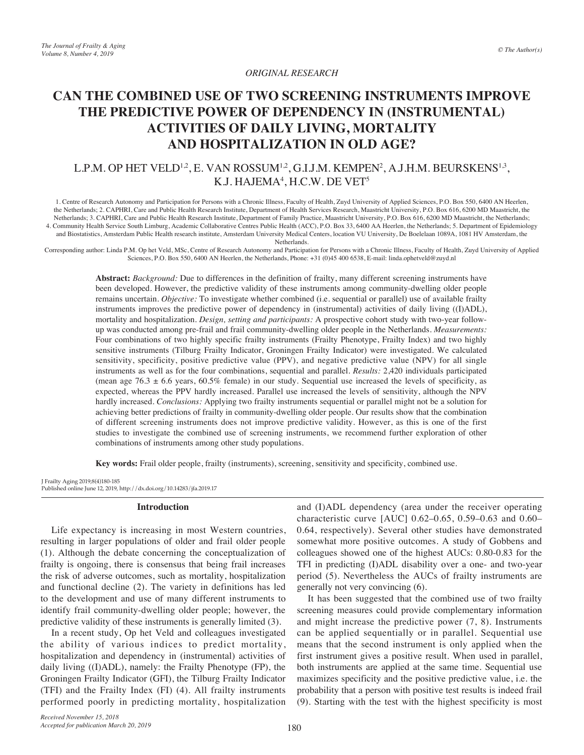*ORIGINAL RESEARCH*

# CAN THE COMBINED USE OF TWO SCREENING INSTRUMENTS IMPROVE THE PREDICTIVE POWER OF DEPENDENCY IN (INSTRUMENTAL) ACTIVITIES OF DAILY LIVING, MORTALITY AND HOSPITALIZATION IN OLD AGE?

L.P.M. OP HET VELD[1,2], E. VAN ROSSUM[1,2], G.I.J.M. KEMPEN[2], A.J.H.M. BEURSKENS[1,3], K.J. HAJEMA[4], H.C.W. DE VET[5]

1. Centre of Research Autonomy and Participation for Persons with a Chronic Illness, Faculty of Health, Zuyd University of Applied Sciences, P.O. Box 550, 6400 AN Heerlen, the Netherlands; 2. CAPHRI, Care and Public Health Research Institute, Department of Health Services Research, Maastricht University, P.O. Box 616, 6200 MD Maastricht, the Netherlands; 3. CAPHRI, Care and Public Health Research Institute, Department of Family Practice, Maastricht University, P.O. Box 616, 6200 MD Maastricht, the Netherlands; 4. Community Health Service South Limburg, Academic Collaborative Centres Public Health (ACC), P.O. Box 33, 6400 AA Heerlen, the Netherlands; 5. Department of Epidemiology and Biostatistics, Amsterdam Public Health research institute, Amsterdam University Medical Centers, location VU University, De Boelelaan 1089A, 1081 HV Amsterdam, the Netherlands.

Corresponding author: Linda P.M. Op het Veld, MSc, Centre of Research Autonomy and Participation for Persons with a Chronic Illness, Faculty of Health, Zuyd University of Applied Sciences, P.O. Box 550, 6400 AN Heerlen, the Netherlands, Phone: +31 (0)45 400 6538, E-mail: linda.ophetveld@zuyd.nl

**Abstract:** *Background:* Due to differences in the definition of frailty, many different screening instruments have been developed. However, the predictive validity of these instruments among community-dwelling older people remains uncertain. *Objective:* To investigate whether combined (i.e. sequential or parallel) use of available frailty instruments improves the predictive power of dependency in (instrumental) activities of daily living ((I)ADL), mortality and hospitalization. *Design, setting and participants:* A prospective cohort study with two-year follow-up was conducted among pre-frail and frail community-dwelling older people in the Netherlands. *Measurements:* Four combinations of two highly specific frailty instruments (Frailty Phenotype, Frailty Index) and two highly sensitive instruments (Tilburg Frailty Indicator, Groningen Frailty Indicator) were investigated. We calculated sensitivity, specificity, positive predictive value (PPV), and negative predictive value (NPV) for all single instruments as well as for the four combinations, sequential and parallel. *Results:* 2,420 individuals participated (mean age 76.3 ± 6.6 years, 60.5% female) in our study. Sequential use increased the levels of specificity, as expected, whereas the PPV hardly increased. Parallel use increased the levels of sensitivity, although the NPV hardly increased. *Conclusions:* Applying two frailty instruments sequential or parallel might not be a solution for achieving better predictions of frailty in community-dwelling older people. Our results show that the combination of different screening instruments does not improve predictive validity. However, as this is one of the first studies to investigate the combined use of screening instruments, we recommend further exploration of other combinations of instruments among other study populations.

**Key words:** Frail older people, frailty (instruments), screening, sensitivity and specificity, combined use.

J Frailty Aging 2019;8(4)180-185
Published online June 12, 2019, http://dx.doi.org/10.14283/jfa.2019.17

## Introduction

Life expectancy is increasing in most Western countries, resulting in larger populations of older and frail older people (1). Although the debate concerning the conceptualization of frailty is ongoing, there is consensus that being frail increases the risk of adverse outcomes, such as mortality, hospitalization and functional decline (2). The variety in definitions has led to the development and use of many different instruments to identify frail community-dwelling older people; however, the predictive validity of these instruments is generally limited (3).

In a recent study, Op het Veld and colleagues investigated the ability of various indices to predict mortality, hospitalization and dependency in (instrumental) activities of daily living ((I)ADL), namely: the Frailty Phenotype (FP), the Groningen Frailty Indicator (GFI), the Tilburg Frailty Indicator (TFI) and the Frailty Index (FI) (4). All frailty instruments performed poorly in predicting mortality, hospitalization and (I)ADL dependency (area under the receiver operating characteristic curve [AUC] 0.62–0.65, 0.59–0.63 and 0.60–0.64, respectively). Several other studies have demonstrated somewhat more positive outcomes. A study of Gobbens and colleagues showed one of the highest AUCs: 0.80-0.83 for the TFI in predicting (I)ADL disability over a one- and two-year period (5). Nevertheless the AUCs of frailty instruments are generally not very convincing (6).

It has been suggested that the combined use of two frailty screening measures could provide complementary information and might increase the predictive power (7, 8). Instruments can be applied sequentially or in parallel. Sequential use means that the second instrument is only applied when the first instrument gives a positive result. When used in parallel, both instruments are applied at the same time. Sequential use maximizes specificity and the positive predictive value, i.e. the probability that a person with positive test results is indeed frail (9). Starting with the test with the highest specificity is most

*Received November 15, 2018*
*Accepted for publication March 20, 2019*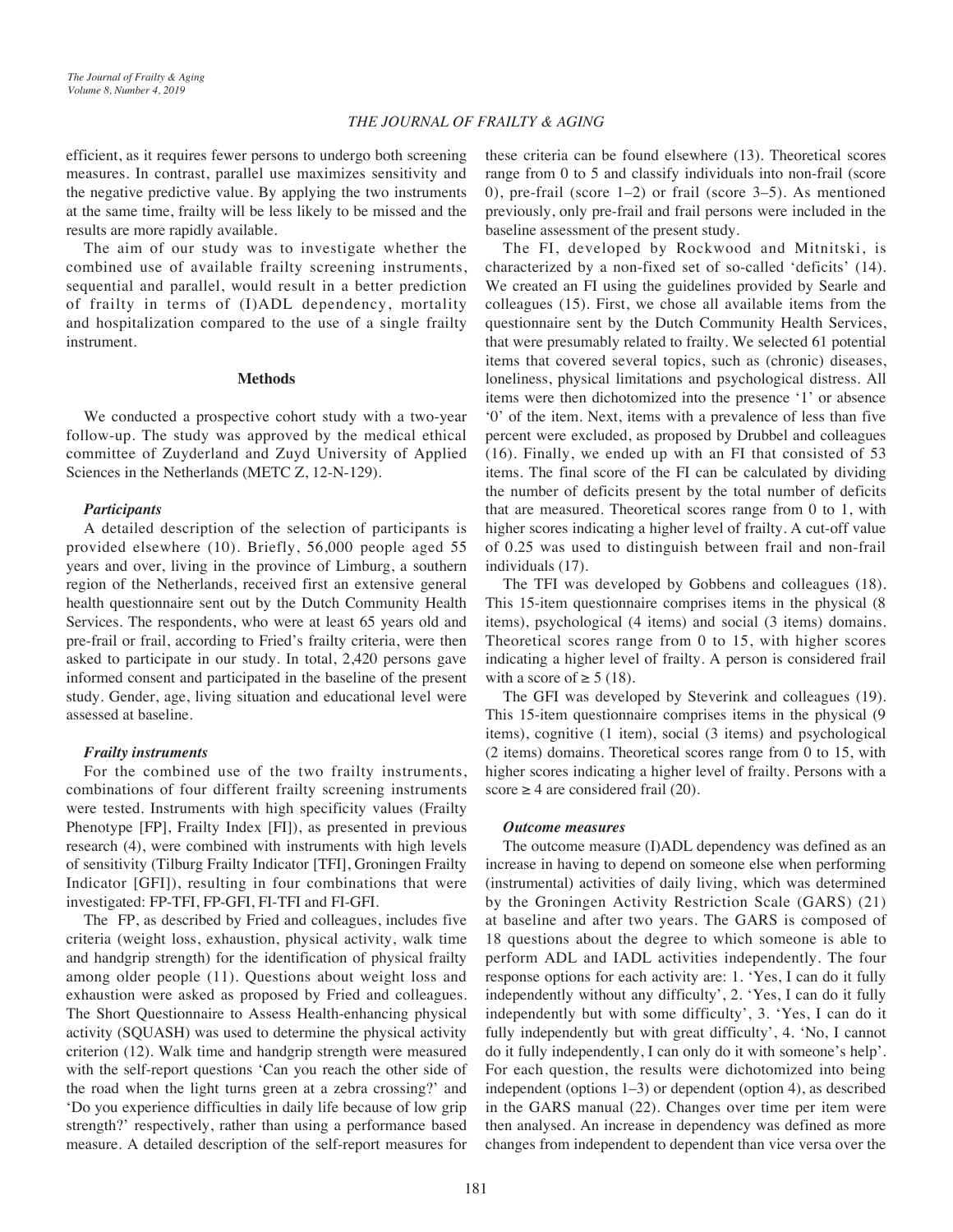efficient, as it requires fewer persons to undergo both screening measures. In contrast, parallel use maximizes sensitivity and the negative predictive value. By applying the two instruments at the same time, frailty will be less likely to be missed and the results are more rapidly available.

The aim of our study was to investigate whether the combined use of available frailty screening instruments, sequential and parallel, would result in a better prediction of frailty in terms of (I)ADL dependency, mortality and hospitalization compared to the use of a single frailty instrument.

## Methods

We conducted a prospective cohort study with a two-year follow-up. The study was approved by the medical ethical committee of Zuyderland and Zuyd University of Applied Sciences in the Netherlands (METC Z, 12-N-129).

### *Participants*

A detailed description of the selection of participants is provided elsewhere (10). Briefly, 56,000 people aged 55 years and over, living in the province of Limburg, a southern region of the Netherlands, received first an extensive general health questionnaire sent out by the Dutch Community Health Services. The respondents, who were at least 65 years old and pre-frail or frail, according to Fried's frailty criteria, were then asked to participate in our study. In total, 2,420 persons gave informed consent and participated in the baseline of the present study. Gender, age, living situation and educational level were assessed at baseline.

### *Frailty instruments*

For the combined use of the two frailty instruments, combinations of four different frailty screening instruments were tested. Instruments with high specificity values (Frailty Phenotype [FP], Frailty Index [FI]), as presented in previous research (4), were combined with instruments with high levels of sensitivity (Tilburg Frailty Indicator [TFI], Groningen Frailty Indicator [GFI]), resulting in four combinations that were investigated: FP-TFI, FP-GFI, FI-TFI and FI-GFI.

The FP, as described by Fried and colleagues, includes five criteria (weight loss, exhaustion, physical activity, walk time and handgrip strength) for the identification of physical frailty among older people (11). Questions about weight loss and exhaustion were asked as proposed by Fried and colleagues. The Short Questionnaire to Assess Health-enhancing physical activity (SQUASH) was used to determine the physical activity criterion (12). Walk time and handgrip strength were measured with the self-report questions 'Can you reach the other side of the road when the light turns green at a zebra crossing?' and 'Do you experience difficulties in daily life because of low grip strength?' respectively, rather than using a performance based measure. A detailed description of the self-report measures for these criteria can be found elsewhere (13). Theoretical scores range from 0 to 5 and classify individuals into non-frail (score 0), pre-frail (score 1–2) or frail (score 3–5). As mentioned previously, only pre-frail and frail persons were included in the baseline assessment of the present study.

The FI, developed by Rockwood and Mitnitski, is characterized by a non-fixed set of so-called 'deficits' (14). We created an FI using the guidelines provided by Searle and colleagues (15). First, we chose all available items from the questionnaire sent by the Dutch Community Health Services, that were presumably related to frailty. We selected 61 potential items that covered several topics, such as (chronic) diseases, loneliness, physical limitations and psychological distress. All items were then dichotomized into the presence '1' or absence '0' of the item. Next, items with a prevalence of less than five percent were excluded, as proposed by Drubbel and colleagues (16). Finally, we ended up with an FI that consisted of 53 items. The final score of the FI can be calculated by dividing the number of deficits present by the total number of deficits that are measured. Theoretical scores range from 0 to 1, with higher scores indicating a higher level of frailty. A cut-off value of 0.25 was used to distinguish between frail and non-frail individuals (17).

The TFI was developed by Gobbens and colleagues (18). This 15-item questionnaire comprises items in the physical (8 items), psychological (4 items) and social (3 items) domains. Theoretical scores range from 0 to 15, with higher scores indicating a higher level of frailty. A person is considered frail with a score of ≥ 5 (18).

The GFI was developed by Steverink and colleagues (19). This 15-item questionnaire comprises items in the physical (9 items), cognitive (1 item), social (3 items) and psychological (2 items) domains. Theoretical scores range from 0 to 15, with higher scores indicating a higher level of frailty. Persons with a score ≥ 4 are considered frail (20).

### *Outcome measures*

The outcome measure (I)ADL dependency was defined as an increase in having to depend on someone else when performing (instrumental) activities of daily living, which was determined by the Groningen Activity Restriction Scale (GARS) (21) at baseline and after two years. The GARS is composed of 18 questions about the degree to which someone is able to perform ADL and IADL activities independently. The four response options for each activity are: 1. 'Yes, I can do it fully independently without any difficulty', 2. 'Yes, I can do it fully independently but with some difficulty', 3. 'Yes, I can do it fully independently but with great difficulty', 4. 'No, I cannot do it fully independently, I can only do it with someone's help'. For each question, the results were dichotomized into being independent (options 1–3) or dependent (option 4), as described in the GARS manual (22). Changes over time per item were then analysed. An increase in dependency was defined as more changes from independent to dependent than vice versa over the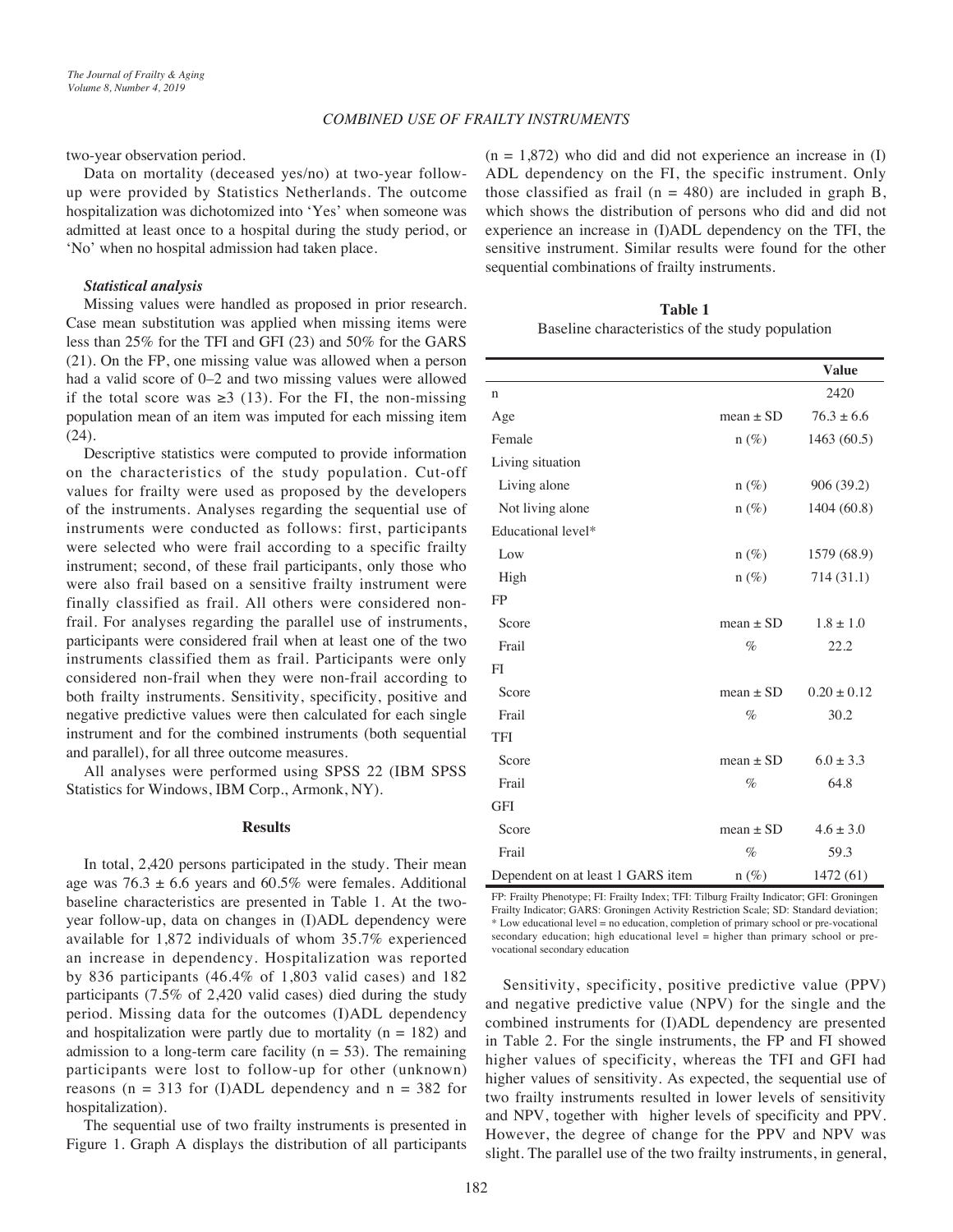two-year observation period.

Data on mortality (deceased yes/no) at two-year follow-up were provided by Statistics Netherlands. The outcome hospitalization was dichotomized into 'Yes' when someone was admitted at least once to a hospital during the study period, or 'No' when no hospital admission had taken place.

### *Statistical analysis*

Missing values were handled as proposed in prior research. Case mean substitution was applied when missing items were less than 25% for the TFI and GFI (23) and 50% for the GARS (21). On the FP, one missing value was allowed when a person had a valid score of 0–2 and two missing values were allowed if the total score was ≥3 (13). For the FI, the non-missing population mean of an item was imputed for each missing item (24).

Descriptive statistics were computed to provide information on the characteristics of the study population. Cut-off values for frailty were used as proposed by the developers of the instruments. Analyses regarding the sequential use of instruments were conducted as follows: first, participants were selected who were frail according to a specific frailty instrument; second, of these frail participants, only those who were also frail based on a sensitive frailty instrument were finally classified as frail. All others were considered non-frail. For analyses regarding the parallel use of instruments, participants were considered frail when at least one of the two instruments classified them as frail. Participants were only considered non-frail when they were non-frail according to both frailty instruments. Sensitivity, specificity, positive and negative predictive values were then calculated for each single instrument and for the combined instruments (both sequential and parallel), for all three outcome measures.

All analyses were performed using SPSS 22 (IBM SPSS Statistics for Windows, IBM Corp., Armonk, NY).

## Results

In total, 2,420 persons participated in the study. Their mean age was 76.3 ± 6.6 years and 60.5% were females. Additional baseline characteristics are presented in Table 1. At the two-year follow-up, data on changes in (I)ADL dependency were available for 1,872 individuals of whom 35.7% experienced an increase in dependency. Hospitalization was reported by 836 participants (46.4% of 1,803 valid cases) and 182 participants (7.5% of 2,420 valid cases) died during the study period. Missing data for the outcomes (I)ADL dependency and hospitalization were partly due to mortality (n = 182) and admission to a long-term care facility (n = 53). The remaining participants were lost to follow-up for other (unknown) reasons (n = 313 for (I)ADL dependency and n = 382 for hospitalization).

The sequential use of two frailty instruments is presented in Figure 1. Graph A displays the distribution of all participants (n = 1,872) who did and did not experience an increase in (I)ADL dependency on the FI, the specific instrument. Only those classified as frail (n = 480) are included in graph B, which shows the distribution of persons who did and did not experience an increase in (I)ADL dependency on the TFI, the sensitive instrument. Similar results were found for the other sequential combinations of frailty instruments.

**Table 1**
Baseline characteristics of the study population

| | | Value |
|---|---|---|
| n | | 2420 |
| Age | mean ± SD | 76.3 ± 6.6 |
| Female | n (%) | 1463 (60.5) |
| Living situation | | |
| Living alone | n (%) | 906 (39.2) |
| Not living alone | n (%) | 1404 (60.8) |
| Educational level* | | |
| Low | n (%) | 1579 (68.9) |
| High | n (%) | 714 (31.1) |
| FP | | |
| Score | mean ± SD | 1.8 ± 1.0 |
| Frail | % | 22.2 |
| FI | | |
| Score | mean ± SD | 0.20 ± 0.12 |
| Frail | % | 30.2 |
| TFI | | |
| Score | mean ± SD | 6.0 ± 3.3 |
| Frail | % | 64.8 |
| GFI | | |
| Score | mean ± SD | 4.6 ± 3.0 |
| Frail | % | 59.3 |
| Dependent on at least 1 GARS item | n (%) | 1472 (61) |

FP: Frailty Phenotype; FI: Frailty Index; TFI: Tilburg Frailty Indicator; GFI: Groningen Frailty Indicator; GARS: Groningen Activity Restriction Scale; SD: Standard deviation; * Low educational level = no education, completion of primary school or pre-vocational secondary education; high educational level = higher than primary school or pre-vocational secondary education

Sensitivity, specificity, positive predictive value (PPV) and negative predictive value (NPV) for the single and the combined instruments for (I)ADL dependency are presented in Table 2. For the single instruments, the FP and FI showed higher values of specificity, whereas the TFI and GFI had higher values of sensitivity. As expected, the sequential use of two frailty instruments resulted in lower levels of sensitivity and NPV, together with higher levels of specificity and PPV. However, the degree of change for the PPV and NPV was slight. The parallel use of the two frailty instruments, in general,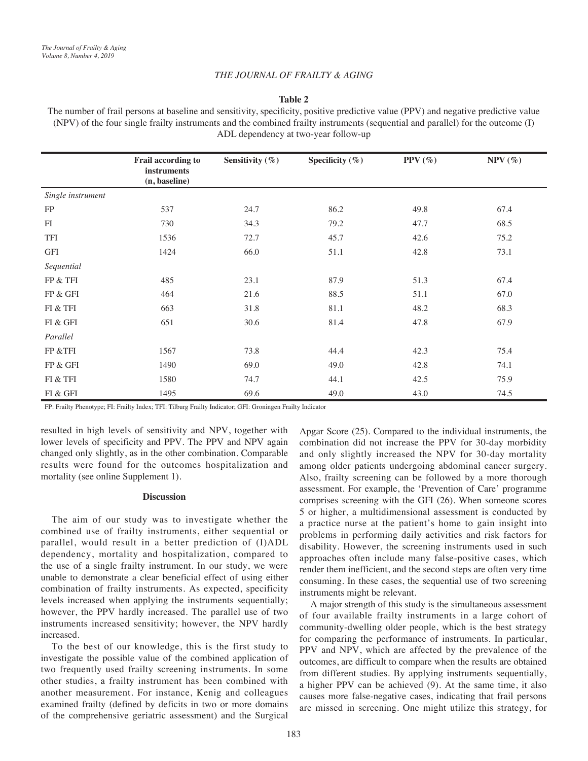**Table 2**

The number of frail persons at baseline and sensitivity, specificity, positive predictive value (PPV) and negative predictive value (NPV) of the four single frailty instruments and the combined frailty instruments (sequential and parallel) for the outcome (I) ADL dependency at two-year follow-up

| | Frail according to instruments (n, baseline) | Sensitivity (%) | Specificity (%) | PPV (%) | NPV (%) |
|---|---|---|---|---|---|
| *Single instrument* | | | | | |
| FP | 537 | 24.7 | 86.2 | 49.8 | 67.4 |
| FI | 730 | 34.3 | 79.2 | 47.7 | 68.5 |
| TFI | 1536 | 72.7 | 45.7 | 42.6 | 75.2 |
| GFI | 1424 | 66.0 | 51.1 | 42.8 | 73.1 |
| *Sequential* | | | | | |
| FP & TFI | 485 | 23.1 | 87.9 | 51.3 | 67.4 |
| FP & GFI | 464 | 21.6 | 88.5 | 51.1 | 67.0 |
| FI & TFI | 663 | 31.8 | 81.1 | 48.2 | 68.3 |
| FI & GFI | 651 | 30.6 | 81.4 | 47.8 | 67.9 |
| *Parallel* | | | | | |
| FP &TFI | 1567 | 73.8 | 44.4 | 42.3 | 75.4 |
| FP & GFI | 1490 | 69.0 | 49.0 | 42.8 | 74.1 |
| FI & TFI | 1580 | 74.7 | 44.1 | 42.5 | 75.9 |
| FI & GFI | 1495 | 69.6 | 49.0 | 43.0 | 74.5 |

FP: Frailty Phenotype; FI: Frailty Index; TFI: Tilburg Frailty Indicator; GFI: Groningen Frailty Indicator

resulted in high levels of sensitivity and NPV, together with lower levels of specificity and PPV. The PPV and NPV again changed only slightly, as in the other combination. Comparable results were found for the outcomes hospitalization and mortality (see online Supplement 1).

## Discussion

The aim of our study was to investigate whether the combined use of frailty instruments, either sequential or parallel, would result in a better prediction of (I)ADL dependency, mortality and hospitalization, compared to the use of a single frailty instrument. In our study, we were unable to demonstrate a clear beneficial effect of using either combination of frailty instruments. As expected, specificity levels increased when applying the instruments sequentially; however, the PPV hardly increased. The parallel use of two instruments increased sensitivity; however, the NPV hardly increased.

To the best of our knowledge, this is the first study to investigate the possible value of the combined application of two frequently used frailty screening instruments. In some other studies, a frailty instrument has been combined with another measurement. For instance, Kenig and colleagues examined frailty (defined by deficits in two or more domains of the comprehensive geriatric assessment) and the Surgical Apgar Score (25). Compared to the individual instruments, the combination did not increase the PPV for 30-day morbidity and only slightly increased the NPV for 30-day mortality among older patients undergoing abdominal cancer surgery. Also, frailty screening can be followed by a more thorough assessment. For example, the 'Prevention of Care' programme comprises screening with the GFI (26). When someone scores 5 or higher, a multidimensional assessment is conducted by a practice nurse at the patient's home to gain insight into problems in performing daily activities and risk factors for disability. However, the screening instruments used in such approaches often include many false-positive cases, which render them inefficient, and the second steps are often very time consuming. In these cases, the sequential use of two screening instruments might be relevant.

A major strength of this study is the simultaneous assessment of four available frailty instruments in a large cohort of community-dwelling older people, which is the best strategy for comparing the performance of instruments. In particular, PPV and NPV, which are affected by the prevalence of the outcomes, are difficult to compare when the results are obtained from different studies. By applying instruments sequentially, a higher PPV can be achieved (9). At the same time, it also causes more false-negative cases, indicating that frail persons are missed in screening. One might utilize this strategy, for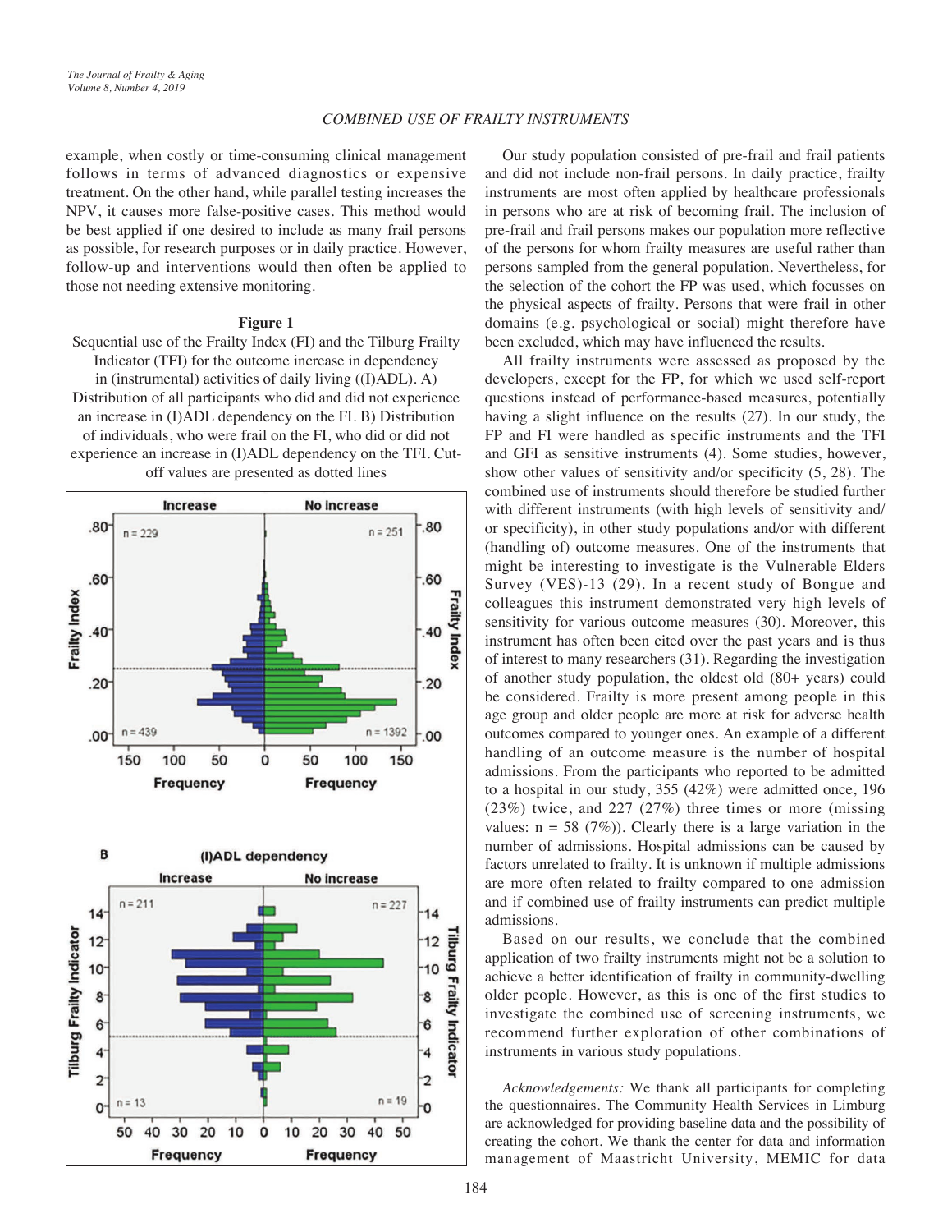example, when costly or time-consuming clinical management follows in terms of advanced diagnostics or expensive treatment. On the other hand, while parallel testing increases the NPV, it causes more false-positive cases. This method would be best applied if one desired to include as many frail persons as possible, for research purposes or in daily practice. However, follow-up and interventions would then often be applied to those not needing extensive monitoring.

**Figure 1**

Sequential use of the Frailty Index (FI) and the Tilburg Frailty Indicator (TFI) for the outcome increase in dependency in (instrumental) activities of daily living ((I)ADL). A) Distribution of all participants who did and did not experience an increase in (I)ADL dependency on the FI. B) Distribution of individuals, who were frail on the FI, who did or did not experience an increase in (I)ADL dependency on the TFI. Cut-off values are presented as dotted lines

Our study population consisted of pre-frail and frail patients and did not include non-frail persons. In daily practice, frailty instruments are most often applied by healthcare professionals in persons who are at risk of becoming frail. The inclusion of pre-frail and frail persons makes our population more reflective of the persons for whom frailty measures are useful rather than persons sampled from the general population. Nevertheless, for the selection of the cohort the FP was used, which focusses on the physical aspects of frailty. Persons that were frail in other domains (e.g. psychological or social) might therefore have been excluded, which may have influenced the results.

All frailty instruments were assessed as proposed by the developers, except for the FP, for which we used self-report questions instead of performance-based measures, potentially having a slight influence on the results (27). In our study, the FP and FI were handled as specific instruments and the TFI and GFI as sensitive instruments (4). Some studies, however, show other values of sensitivity and/or specificity (5, 28). The combined use of instruments should therefore be studied further with different instruments (with high levels of sensitivity and/or specificity), in other study populations and/or with different (handling of) outcome measures. One of the instruments that might be interesting to investigate is the Vulnerable Elders Survey (VES)-13 (29). In a recent study of Bongue and colleagues this instrument demonstrated very high levels of sensitivity for various outcome measures (30). Moreover, this instrument has often been cited over the past years and is thus of interest to many researchers (31). Regarding the investigation of another study population, the oldest old (80+ years) could be considered. Frailty is more present among people in this age group and older people are more at risk for adverse health outcomes compared to younger ones. An example of a different handling of an outcome measure is the number of hospital admissions. From the participants who reported to be admitted to a hospital in our study, 355 (42%) were admitted once, 196 (23%) twice, and 227 (27%) three times or more (missing values: n = 58 (7%)). Clearly there is a large variation in the number of admissions. Hospital admissions can be caused by factors unrelated to frailty. It is unknown if multiple admissions are more often related to frailty compared to one admission and if combined use of frailty instruments can predict multiple admissions.

Based on our results, we conclude that the combined application of two frailty instruments might not be a solution to achieve a better identification of frailty in community-dwelling older people. However, as this is one of the first studies to investigate the combined use of screening instruments, we recommend further exploration of other combinations of instruments in various study populations.

*Acknowledgements:* We thank all participants for completing the questionnaires. The Community Health Services in Limburg are acknowledged for providing baseline data and the possibility of creating the cohort. We thank the center for data and information management of Maastricht University, MEMIC for data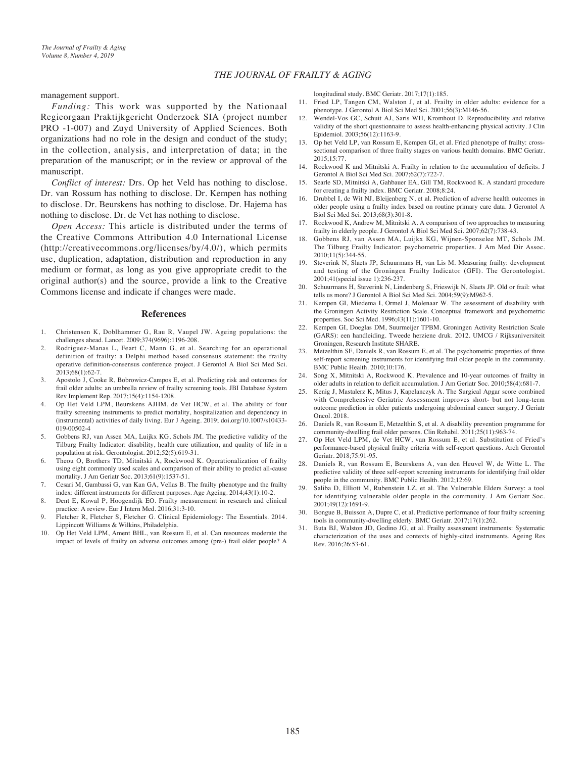management support.

*Funding:* This work was supported by the Nationaal Regieorgaan Praktijkgericht Onderzoek SIA (project number PRO -1-007) and Zuyd University of Applied Sciences. Both organizations had no role in the design and conduct of the study; in the collection, analysis, and interpretation of data; in the preparation of the manuscript; or in the review or approval of the manuscript.

*Conflict of interest:* Drs. Op het Veld has nothing to disclose. Dr. van Rossum has nothing to disclose. Dr. Kempen has nothing to disclose. Dr. Beurskens has nothing to disclose. Dr. Hajema has nothing to disclose. Dr. de Vet has nothing to disclose.

*Open Access:* This article is distributed under the terms of the Creative Commons Attribution 4.0 International License (http://creativecommons.org/licenses/by/4.0/), which permits use, duplication, adaptation, distribution and reproduction in any medium or format, as long as you give appropriate credit to the original author(s) and the source, provide a link to the Creative Commons license and indicate if changes were made.

## References

1. Christensen K, Doblhammer G, Rau R, Vaupel JW. Ageing populations: the challenges ahead. Lancet. 2009;374(9696):1196-208.
2. Rodriguez-Manas L, Feart C, Mann G, et al. Searching for an operational definition of frailty: a Delphi method based consensus statement: the frailty operative definition-consensus conference project. J Gerontol A Biol Sci Med Sci. 2013;68(1):62-7.
3. Apostolo J, Cooke R, Bobrowicz-Campos E, et al. Predicting risk and outcomes for frail older adults: an umbrella review of frailty screening tools. JBI Database System Rev Implement Rep. 2017;15(4):1154-1208.
4. Op Het Veld LPM, Beurskens AJHM, de Vet HCW, et al. The ability of four frailty screening instruments to predict mortality, hospitalization and dependency in (instrumental) activities of daily living. Eur J Ageing. 2019; doi.org/10.1007/s10433-019-00502-4
5. Gobbens RJ, van Assen MA, Luijkx KG, Schols JM. The predictive validity of the Tilburg Frailty Indicator: disability, health care utilization, and quality of life in a population at risk. Gerontologist. 2012;52(5):619-31.
6. Theou O, Brothers TD, Mitnitski A, Rockwood K. Operationalization of frailty using eight commonly used scales and comparison of their ability to predict all-cause mortality. J Am Geriatr Soc. 2013;61(9):1537-51.
7. Cesari M, Gambassi G, van Kan GA, Vellas B. The frailty phenotype and the frailty index: different instruments for different purposes. Age Ageing. 2014;43(1):10-2.
8. Dent E, Kowal P, Hoogendijk EO. Frailty measurement in research and clinical practice: A review. Eur J Intern Med. 2016;31:3-10.
9. Fletcher R, Fletcher S, Fletcher G. Clinical Epidemiology: The Essentials. 2014. Lippincott Williams & Wilkins, Philadelphia.
10. Op Het Veld LPM, Ament BHL, van Rossum E, et al. Can resources moderate the impact of levels of frailty on adverse outcomes among (pre-) frail older people? A longitudinal study. BMC Geriatr. 2017;17(1):185.
11. Fried LP, Tangen CM, Walston J, et al. Frailty in older adults: evidence for a phenotype. J Gerontol A Biol Sci Med Sci. 2001;56(3):M146-56.
12. Wendel-Vos GC, Schuit AJ, Saris WH, Kromhout D. Reproducibility and relative validity of the short questionnaire to assess health-enhancing physical activity. J Clin Epidemiol. 2003;56(12):1163-9.
13. Op het Veld LP, van Rossum E, Kempen GI, et al. Fried phenotype of frailty: cross-sectional comparison of three frailty stages on various health domains. BMC Geriatr. 2015;15:77.
14. Rockwood K and Mitnitski A. Frailty in relation to the accumulation of deficits. J Gerontol A Biol Sci Med Sci. 2007;62(7):722-7.
15. Searle SD, Mitnitski A, Gahbauer EA, Gill TM, Rockwood K. A standard procedure for creating a frailty index. BMC Geriatr. 2008;8:24.
16. Drubbel I, de Wit NJ, Bleijenberg N, et al. Prediction of adverse health outcomes in older people using a frailty index based on routine primary care data. J Gerontol A Biol Sci Med Sci. 2013;68(3):301-8.
17. Rockwood K, Andrew M, Mitnitski A. A comparison of two approaches to measuring frailty in elderly people. J Gerontol A Biol Sci Med Sci. 2007;62(7):738-43.
18. Gobbens RJ, van Assen MA, Luijkx KG, Wijnen-Sponselee MT, Schols JM. The Tilburg Frailty Indicator: psychometric properties. J Am Med Dir Assoc. 2010;11(5):344-55.
19. Steverink N, Slaets JP, Schuurmans H, van Lis M. Measuring frailty: development and testing of the Groningen Frailty Indicator (GFI). The Gerontologist. 2001;41(special issue 1):236-237.
20. Schuurmans H, Steverink N, Lindenberg S, Frieswijk N, Slaets JP. Old or frail: what tells us more? J Gerontol A Biol Sci Med Sci. 2004;59(9):M962-5.
21. Kempen GI, Miedema I, Ormel J, Molenaar W. The assessment of disability with the Groningen Activity Restriction Scale. Conceptual framework and psychometric properties. Soc Sci Med. 1996;43(11):1601-10.
22. Kempen GI, Doeglas DM, Suurmeijer TPBM. Groningen Activity Restriction Scale (GARS): een handleiding. Tweede herziene druk. 2012. UMCG / Rijksuniversiteit Groningen, Research Institute SHARE.
23. Metzelthin SF, Daniels R, van Rossum E, et al. The psychometric properties of three self-report screening instruments for identifying frail older people in the community. BMC Public Health. 2010;10:176.
24. Song X, Mitnitski A, Rockwood K. Prevalence and 10-year outcomes of frailty in older adults in relation to deficit accumulation. J Am Geriatr Soc. 2010;58(4):681-7.
25. Kenig J, Mastalerz K, Mitus J, Kapelanczyk A. The Surgical Apgar score combined with Comprehensive Geriatric Assessment improves short- but not long-term outcome prediction in older patients undergoing abdominal cancer surgery. J Geriatr Oncol. 2018.
26. Daniels R, van Rossum E, Metzelthin S, et al. A disability prevention programme for community-dwelling frail older persons. Clin Rehabil. 2011;25(11):963-74.
27. Op Het Veld LPM, de Vet HCW, van Rossum E, et al. Substitution of Fried's performance-based physical frailty criteria with self-report questions. Arch Gerontol Geriatr. 2018;75:91-95.
28. Daniels R, van Rossum E, Beurskens A, van den Heuvel W, de Witte L. The predictive validity of three self-report screening instruments for identifying frail older people in the community. BMC Public Health. 2012;12:69.
29. Saliba D, Elliott M, Rubenstein LZ, et al. The Vulnerable Elders Survey: a tool for identifying vulnerable older people in the community. J Am Geriatr Soc. 2001;49(12):1691-9.
30. Bongue B, Buisson A, Dupre C, et al. Predictive performance of four frailty screening tools in community-dwelling elderly. BMC Geriatr. 2017;17(1):262.
31. Buta BJ, Walston JD, Godino JG, et al. Frailty assessment instruments: Systematic characterization of the uses and contexts of highly-cited instruments. Ageing Res Rev. 2016;26:53-61.